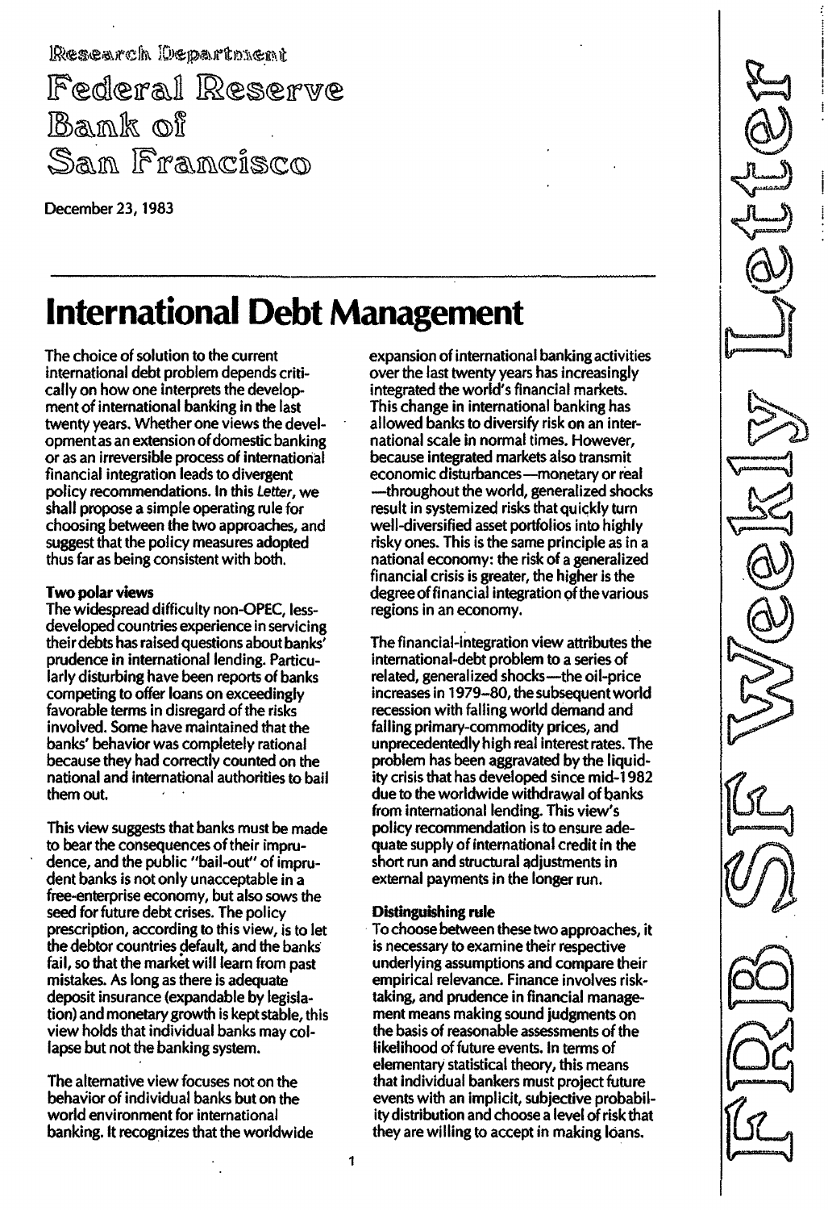Research Department

Federal Reserve Bank of San Francisco

December 23, 1983

# International Debt Management

The choice of solution to the current international debt problem depends critically on how one interprets the development of international banking in the last twenty years. Whether one views the development as an extension of domestic banking or as an irreversible process of international financial integration leads to divergent policy recommendations. In this *Letter*, we shall propose a simple operating rule for choosing between the two approaches, and suggest that the policy measures adopted thus far as being consistent with both.

### Two polar views

The widespread difficulty non-OPEC, less-developed countries experience in servicing their debts has raised questions about banks' prudence in international lending. Particularly disturbing have been reports of banks competing to offer loans on exceedingly favorable terms in disregard of the risks involved. Some have maintained that the banks' behavior was completely rational because they had correctly counted on the national and international authorities to bail them out.

This view suggests that banks must be made to bear the consequences of their imprudence, and the public "bail-out" of imprudent banks is not only unacceptable in a free-enterprise economy, but also sows the seed for future debt crises. The policy prescription, according to this view, is to let the debtor countries default, and the banks fail, so that the market will learn from past mistakes. As long as there is adequate deposit insurance (expandable by legislation) and monetary growth is kept stable, this view holds that individual banks may collapse but not the banking system.

The alternative view focuses not on the behavior of individual banks but on the world environment for international banking. It recognizes that the worldwide expansion of international banking activities over the last twenty years has increasingly integrated the world's financial markets. This change in international banking has allowed banks to diversify risk on an international scale in normal times. However, because integrated markets also transmit economic disturbances—monetary or real—throughout the world, generalized shocks result in systemized risks that quickly turn well-diversified asset portfolios into highly risky ones. This is the same principle as in a national economy: the risk of a generalized financial crisis is greater, the higher is the degree of financial integration of the various regions in an economy.

The financial-integration view attributes the international-debt problem to a series of related, generalized shocks—the oil-price increases in 1979–80, the subsequent world recession with falling world demand and falling primary-commodity prices, and unprecedentedly high real interest rates. The problem has been aggravated by the liquidity crisis that has developed since mid-1982 due to the worldwide withdrawal of banks from international lending. This view's policy recommendation is to ensure adequate supply of international credit in the short run and structural adjustments in external payments in the longer run.

### Distinguishing rule

To choose between these two approaches, it is necessary to examine their respective underlying assumptions and compare their empirical relevance. Finance involves risk-taking, and prudence in financial management means making sound judgments on the basis of reasonable assessments of the likelihood of future events. In terms of elementary statistical theory, this means that individual bankers must project future events with an implicit, subjective probability distribution and choose a level of risk that they are willing to accept in making loans.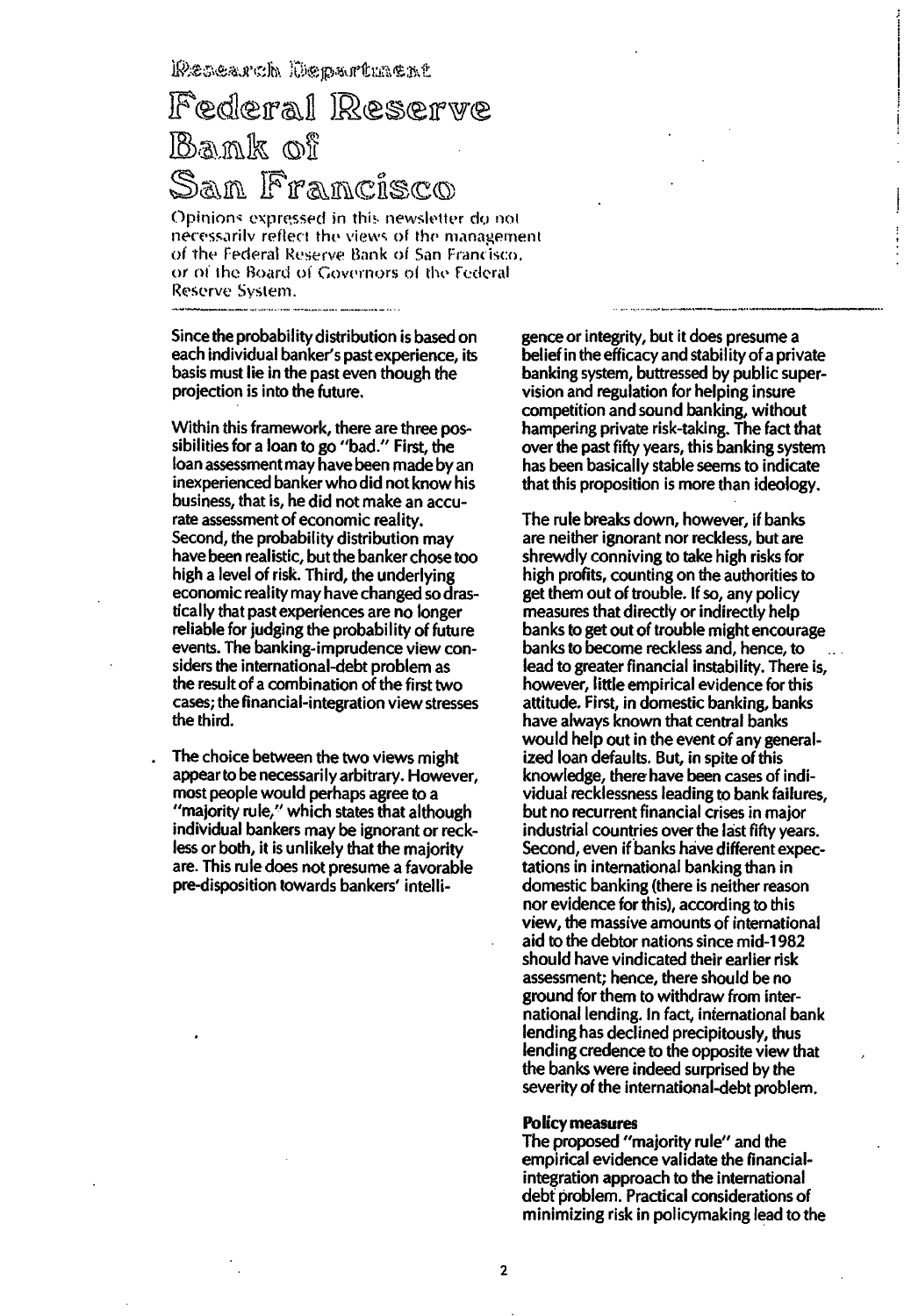Research Department

# Federal Reserve Bank of San Francisco

Opinions expressed in this newsletter do not necessarily reflect the views of the management of the Federal Reserve Bank of San Francisco, or of the Board of Governors of the Federal Reserve System.

Since the probability distribution is based on each individual banker's past experience, its basis must lie in the past even though the projection is into the future.

Within this framework, there are three possibilities for a loan to go "bad." First, the loan assessment may have been made by an inexperienced banker who did not know his business, that is, he did not make an accurate assessment of economic reality. Second, the probability distribution may have been realistic, but the banker chose too high a level of risk. Third, the underlying economic reality may have changed so drastically that past experiences are no longer reliable for judging the probability of future events. The banking-imprudence view considers the international-debt problem as the result of a combination of the first two cases; the financial-integration view stresses the third.

The choice between the two views might appear to be necessarily arbitrary. However, most people would perhaps agree to a "majority rule," which states that although individual bankers may be ignorant or reckless or both, it is unlikely that the majority are. This rule does not presume a favorable pre-disposition towards bankers' intelligence or integrity, but it does presume a belief in the efficacy and stability of a private banking system, buttressed by public supervision and regulation for helping insure competition and sound banking, without hampering private risk-taking. The fact that over the past fifty years, this banking system has been basically stable seems to indicate that this proposition is more than ideology.

The rule breaks down, however, if banks are neither ignorant nor reckless, but are shrewdly conniving to take high risks for high profits, counting on the authorities to get them out of trouble. If so, any policy measures that directly or indirectly help banks to get out of trouble might encourage banks to become reckless and, hence, to lead to greater financial instability. There is, however, little empirical evidence for this attitude. First, in domestic banking, banks have always known that central banks would help out in the event of any generalized loan defaults. But, in spite of this knowledge, there have been cases of individual recklessness leading to bank failures, but no recurrent financial crises in major industrial countries over the last fifty years. Second, even if banks have different expectations in international banking than in domestic banking (there is neither reason nor evidence for this), according to this view, the massive amounts of international aid to the debtor nations since mid-1982 should have vindicated their earlier risk assessment; hence, there should be no ground for them to withdraw from international lending. In fact, international bank lending has declined precipitously, thus lending credence to the opposite view that the banks were indeed surprised by the severity of the international-debt problem.

**Policy measures**

The proposed "majority rule" and the empirical evidence validate the financial-integration approach to the international debt problem. Practical considerations of minimizing risk in policymaking lead to the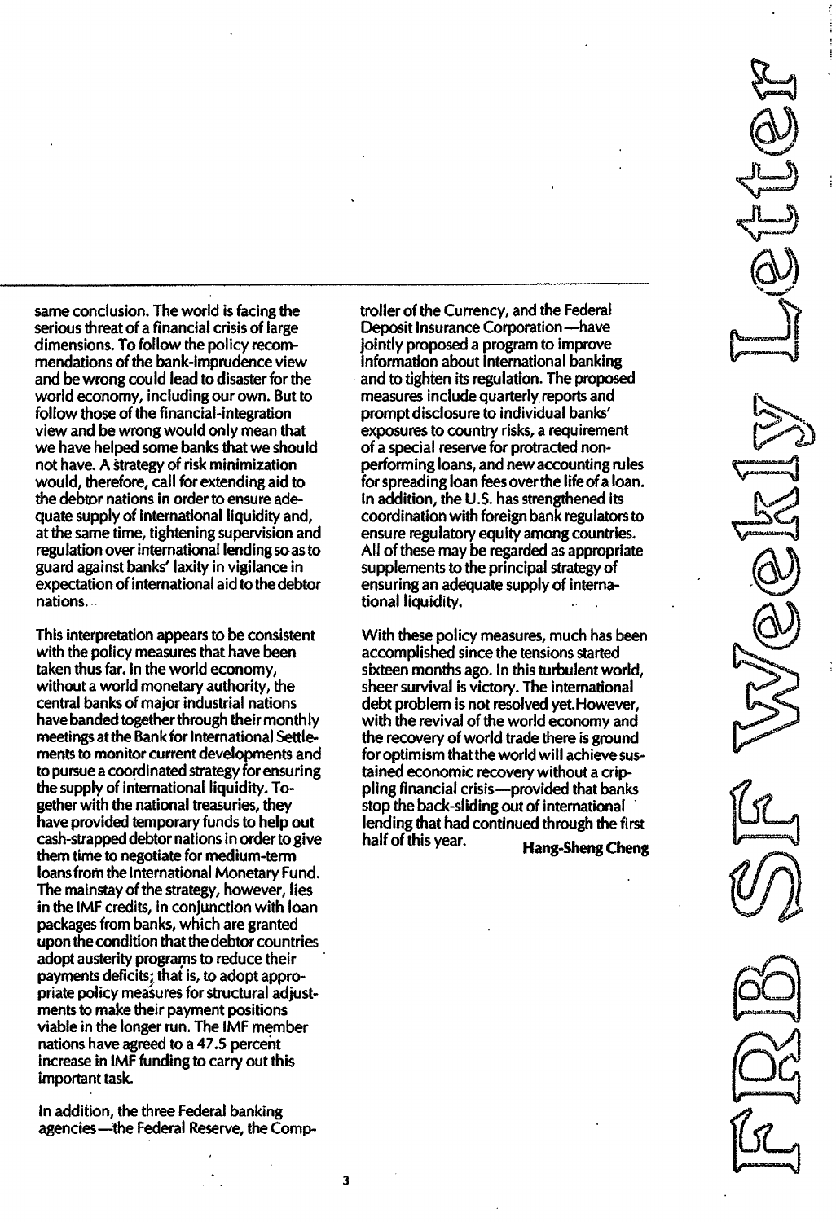same conclusion. The world is facing the serious threat of a financial crisis of large dimensions. To follow the policy recommendations of the bank-imprudence view and be wrong could lead to disaster for the world economy, including our own. But to follow those of the financial-integration view and be wrong would only mean that we have helped some banks that we should not have. A strategy of risk minimization would, therefore, call for extending aid to the debtor nations in order to ensure adequate supply of international liquidity and, at the same time, tightening supervision and regulation over international lending so as to guard against banks' laxity in vigilance in expectation of international aid to the debtor nations.

This interpretation appears to be consistent with the policy measures that have been taken thus far. In the world economy, without a world monetary authority, the central banks of major industrial nations have banded together through their monthly meetings at the Bank for International Settlements to monitor current developments and to pursue a coordinated strategy for ensuring the supply of international liquidity. Together with the national treasuries, they have provided temporary funds to help out cash-strapped debtor nations in order to give them time to negotiate for medium-term loans from the International Monetary Fund. The mainstay of the strategy, however, lies in the IMF credits, in conjunction with loan packages from banks, which are granted upon the condition that the debtor countries adopt austerity programs to reduce their payments deficits; that is, to adopt appropriate policy measures for structural adjustments to make their payment positions viable in the longer run. The IMF member nations have agreed to a 47.5 percent increase in IMF funding to carry out this important task.

In addition, the three Federal banking agencies—the Federal Reserve, the Comptroller of the Currency, and the Federal Deposit Insurance Corporation—have jointly proposed a program to improve information about international banking and to tighten its regulation. The proposed measures include quarterly reports and prompt disclosure to individual banks' exposures to country risks, a requirement of a special reserve for protracted nonperforming loans, and new accounting rules for spreading loan fees over the life of a loan. In addition, the U.S. has strengthened its coordination with foreign bank regulators to ensure regulatory equity among countries. All of these may be regarded as appropriate supplements to the principal strategy of ensuring an adequate supply of international liquidity.

With these policy measures, much has been accomplished since the tensions started sixteen months ago. In this turbulent world, sheer survival is victory. The international debt problem is not resolved yet. However, with the revival of the world economy and the recovery of world trade there is ground for optimism that the world will achieve sustained economic recovery without a crippling financial crisis—provided that banks stop the back-sliding out of international lending that had continued through the first half of this year.

**Hang-Sheng Cheng**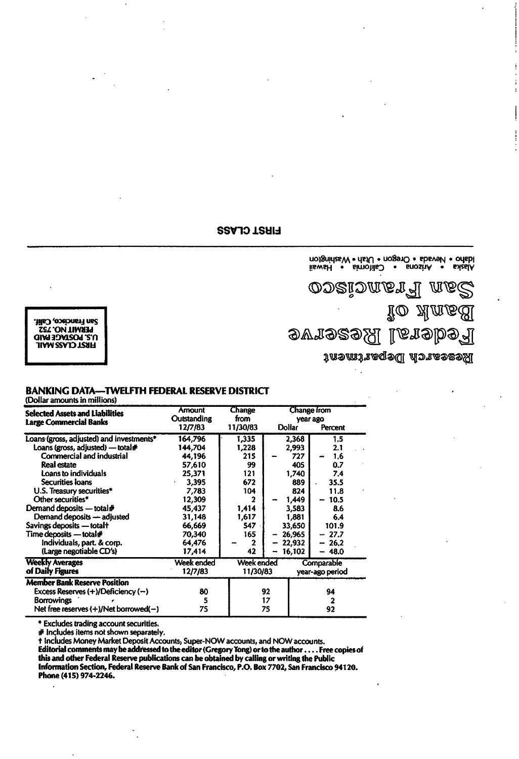FIRST CLASS

Research Department
Federal Reserve
Bank of
San Francisco

Alaska • Arizona • California • Hawaii
Idaho • Nevada • Oregon • Utah • Washington

FIRST CLASS MAIL
U.S. POSTAGE PAID
PERMIT NO. 752
San Francisco, Calif.

## BANKING DATA—TWELFTH FEDERAL RESERVE DISTRICT

(Dollar amounts in millions)

| Selected Assets and Liabilities Large Commercial Banks | Amount Outstanding 12/7/83 | Change from 11/30/83 | Change from year ago Dollar | Percent |
|---|---|---|---|---|
| Loans (gross, adjusted) and investments* | 164,796 | 1,335 | 2,368 | 1.5 |
| Loans (gross, adjusted) — total# | 144,704 | 1,228 | 2,993 | 2.1 |
| Commercial and industrial | 44,196 | 215 | − 727 | − 1.6 |
| Real estate | 57,610 | 99 | 405 | 0.7 |
| Loans to individuals | 25,371 | 121 | 1,740 | 7.4 |
| Securities loans | 3,395 | 672 | 889 | 35.5 |
| U.S. Treasury securities* | 7,783 | 104 | 824 | 11.8 |
| Other securities* | 12,309 | 2 | − 1,449 | − 10.5 |
| Demand deposits — total# | 45,437 | 1,414 | 3,583 | 8.6 |
| Demand deposits — adjusted | 31,148 | 1,617 | 1,881 | 6.4 |
| Savings deposits — total† | 66,669 | 547 | 33,650 | 101.9 |
| Time deposits — total# | 70,340 | 165 | − 26,965 | − 27.7 |
| Individuals, part. & corp. | 64,476 | − 2 | − 22,932 | − 26.2 |
| (Large negotiable CD's) | 17,414 | 42 | − 16,102 | − 48.0 |

| Weekly Averages of Daily Figures | Week ended 12/7/83 | Week ended 11/30/83 | Comparable year-ago period |
|---|---|---|---|
| **Member Bank Reserve Position** | | | |
| Excess Reserves (+)/Deficiency (−) | 80 | 92 | 94 |
| Borrowings | 5 | 17 | 2 |
| Net free reserves (+)/Net borrowed(−) | 75 | 75 | 92 |

* Excludes trading account securities.
# Includes items not shown separately.
† Includes Money Market Deposit Accounts, Super-NOW accounts, and NOW accounts.

**Editorial comments may be addressed to the editor (Gregory Tong) or to the author .... Free copies of this and other Federal Reserve publications can be obtained by calling or writing the Public Information Section, Federal Reserve Bank of San Francisco, P.O. Box 7702, San Francisco 94120. Phone (415) 974-2246.**